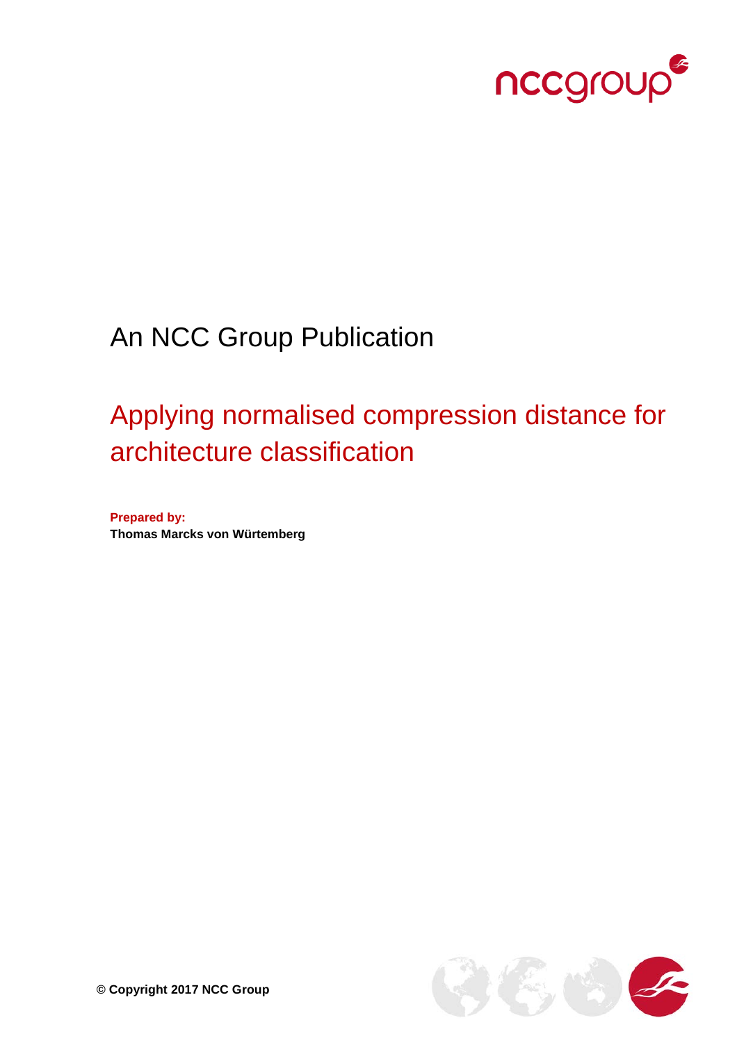An NCC Group Publication

# Applying normalised compression distance for architecture classification

**Prepared by:**
**Thomas Marcks von Würtemberg**

**© Copyright 2017 NCC Group**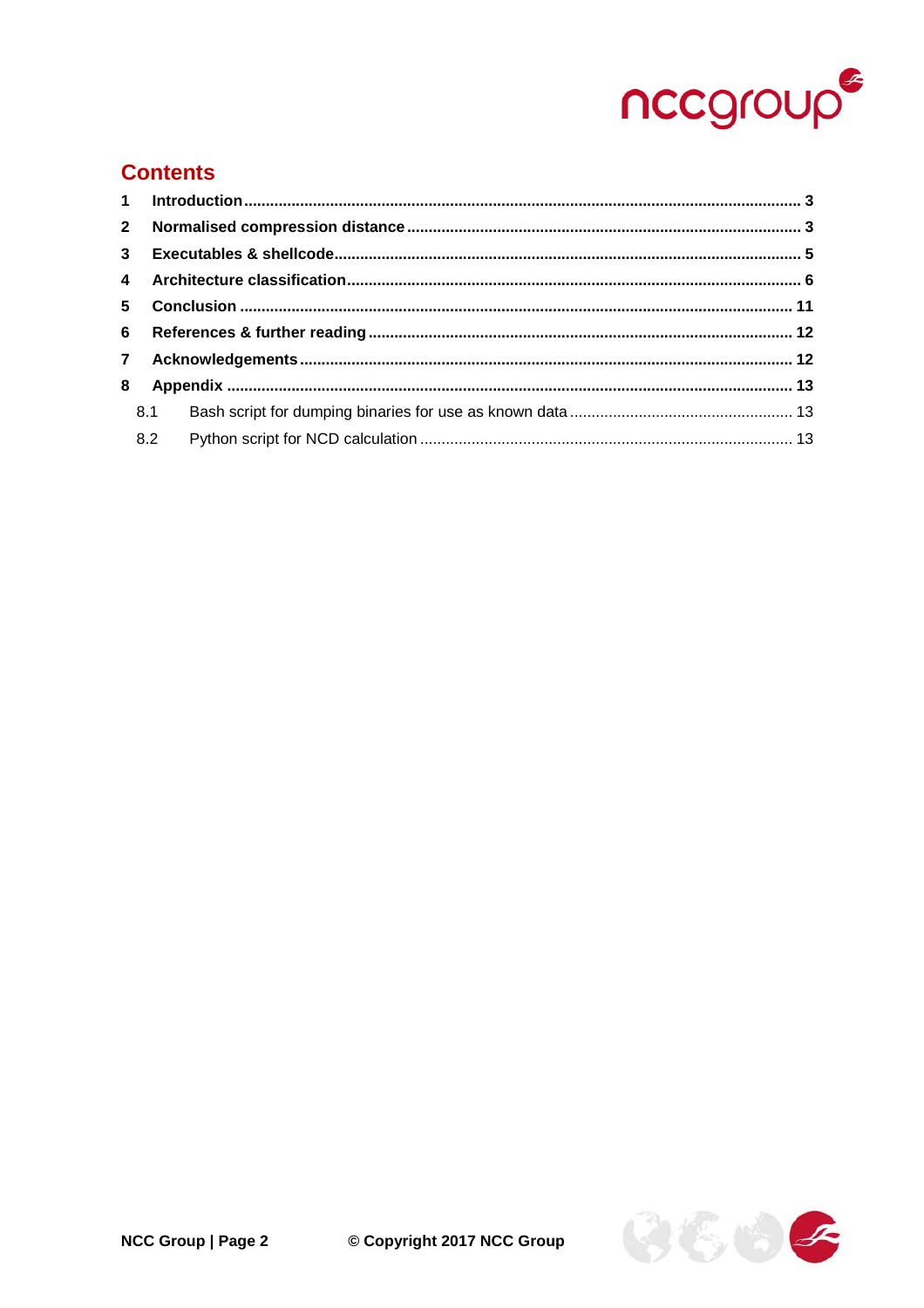## Contents

1 Introduction ................................................................ 3

2 Normalised compression distance ................................................................ 3

3 Executables & shellcode ................................................................ 5

4 Architecture classification ................................................................ 6

5 Conclusion ................................................................ 11

6 References & further reading ................................................................ 12

7 Acknowledgements ................................................................ 12

8 Appendix ................................................................ 13

8.1 Bash script for dumping binaries for use as known data ................................................................ 13

8.2 Python script for NCD calculation ................................................................ 13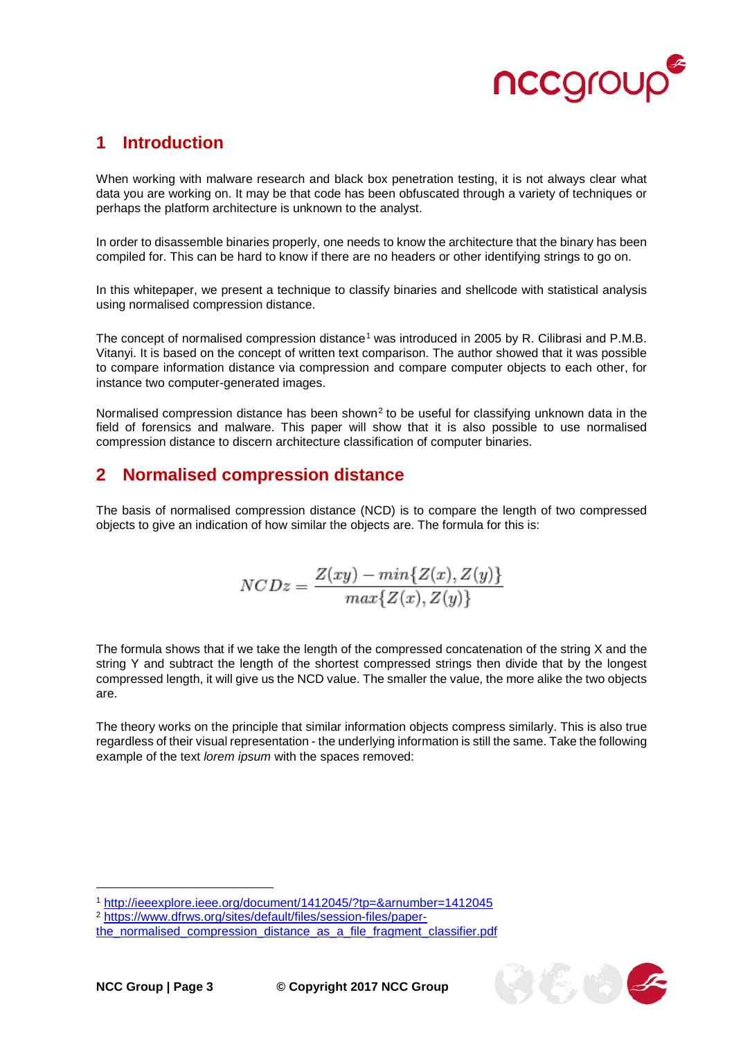# 1 Introduction

When working with malware research and black box penetration testing, it is not always clear what data you are working on. It may be that code has been obfuscated through a variety of techniques or perhaps the platform architecture is unknown to the analyst.

In order to disassemble binaries properly, one needs to know the architecture that the binary has been compiled for. This can be hard to know if there are no headers or other identifying strings to go on.

In this whitepaper, we present a technique to classify binaries and shellcode with statistical analysis using normalised compression distance.

The concept of normalised compression distance[1] was introduced in 2005 by R. Cilibrasi and P.M.B. Vitanyi. It is based on the concept of written text comparison. The author showed that it was possible to compare information distance via compression and compare computer objects to each other, for instance two computer-generated images.

Normalised compression distance has been shown[2] to be useful for classifying unknown data in the field of forensics and malware. This paper will show that it is also possible to use normalised compression distance to discern architecture classification of computer binaries.

# 2 Normalised compression distance

The basis of normalised compression distance (NCD) is to compare the length of two compressed objects to give an indication of how similar the objects are. The formula for this is:

$$NCDz = \frac{Z(xy) - min\{Z(x), Z(y)\}}{max\{Z(x), Z(y)\}}$$

The formula shows that if we take the length of the compressed concatenation of the string X and the string Y and subtract the length of the shortest compressed strings then divide that by the longest compressed length, it will give us the NCD value. The smaller the value, the more alike the two objects are.

The theory works on the principle that similar information objects compress similarly. This is also true regardless of their visual representation - the underlying information is still the same. Take the following example of the text *lorem ipsum* with the spaces removed:

---

[1] http://ieeexplore.ieee.org/document/1412045/?tp=&arnumber=1412045

[2] https://www.dfrws.org/sites/default/files/session-files/paper-the_normalised_compression_distance_as_a_file_fragment_classifier.pdf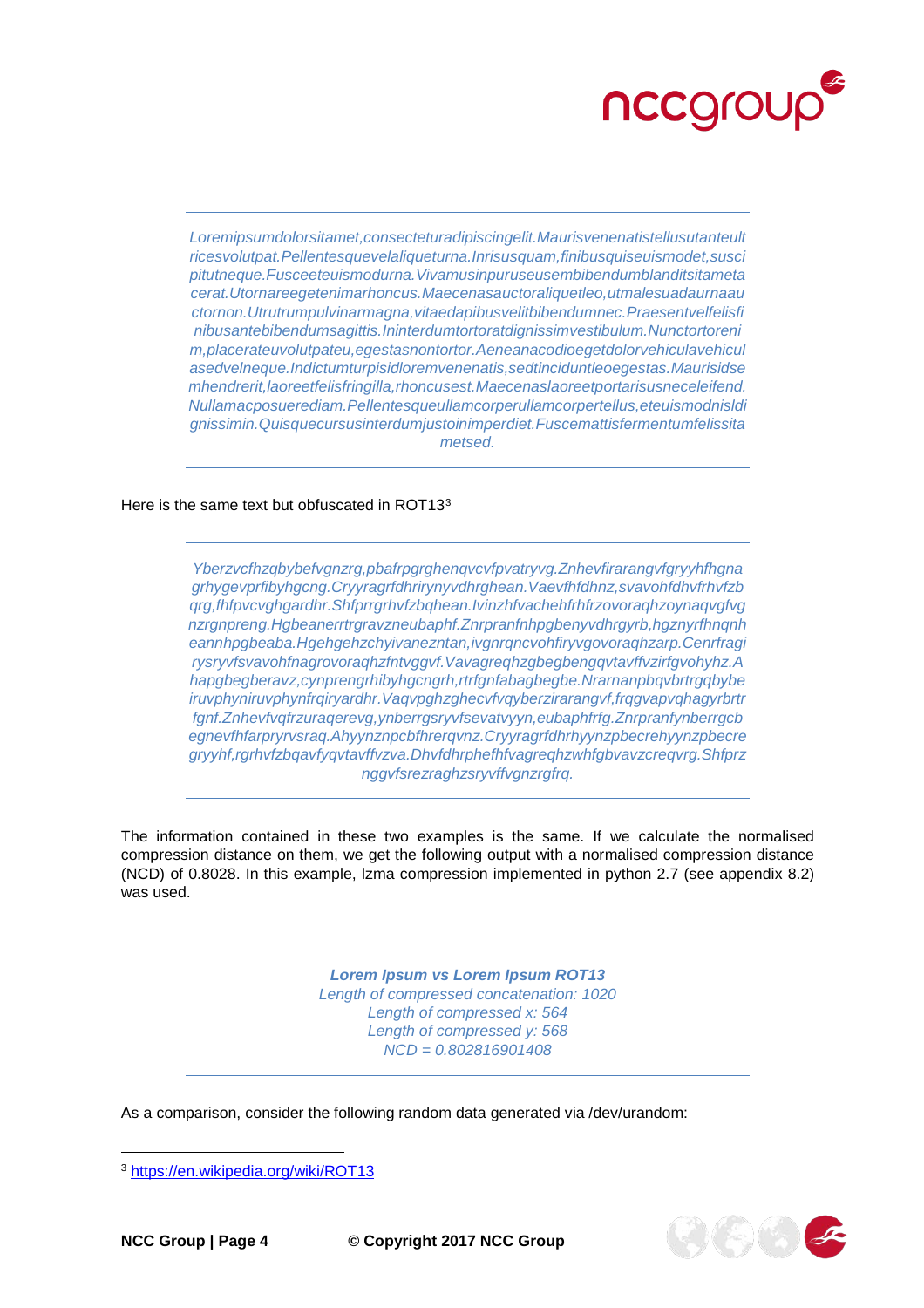*Loremipsumdolorsitamet,consecteturadipiscingelit.Maurisvenenatistellusutanteultricesvolutpat.Pellentesquevelaliqueturna.Inrisusquam,finibusquiseuismodet,suscipitutneque.Fusceeteuismodurna.Vivamusinpuruseusembibendumblanditsitametacerat.Utornareegetenimarhoncus.Maecenasauctoraliquetleo,utmalesuadaurnaauctornon.Utrutrumpulvinarmagna,vitaedapibusvelitbibendumnec.Praesentvelfelisfinibusantebibendumsagittis.Ininterdumtortoratdignissimvestibulum.Nunctortorenim,placerateuvolutpateu,egestasnontortor.Aeneanacodioegetdolorvehiculavehiculasedvelneque.Indictumturpisidloremvenenatis,sedtinciduntleoegestas.Maurisidsemhendrerit,laoreetfelisfringilla,rhoncusest.Maecenaslaoreetportarisusneceleifend.Nullamacposuerediam.Pellentesqueullamcorperullamcorpertellus,eteuismodnisldignissimin.Quisquecursusinterdumjustoinimperdiet.Fuscemattisfermentumfelissitametsed.*

Here is the same text but obfuscated in ROT13[3]

*Yberzvcfhzqbybefvgnzrg,pbafrpgrghenqvcvfpvatryvg.Znhevfirarangvfgryyhfhgnagrhygevprfibyhgcng.Cryyragrfdhrirynyvdhrghean.Vaevfhfdhnz,svavohfdhvfrhvfzbqrg,fhfpvcvghgardhr.Shfprrgrhvfzbqhean.Ivinzhfvachehfrhfrzovoraqhzoynaqvgfvgnzrgnpreng.Hgbeanerrtrgravzneubaphf.Znrpranfnhpgbenyvdhrgyrb,hgznyrfhnqnheannhpgbeaba.Hgehgehzchyivanezntan,ivgnrqncvohfiryvgovoraqhzarp.Cenrfragirysryvfsvavohfnagrovoraqhzfntvggvf.Vavagreqhzgbegbengqvtavffvzirfgvohyhz.Ahapgbegberavz,cynprengrhibyhgcngrh,rtrfgnfabagbegbe.Nrarnanpbqvbrtrgqbybeiruvphyniruvphynfrqiryardhr.Vaqvpghzghecvfvqyberzirarangvf,frqgvapvqhagyrbrtrfgnf.Znhevfvqfrzuraqerevg,ynbrergsryvfsevatvyyn,eubaphfrfg.Znrpranfynberrgcbegnevfhfarpryrvsraq.Ahyynznpcbfhrerqvnz.Cryyragrfdhrhyynzpbecrehyynzpbecregryyhf,rgrhvfzbqavfyqvtavffvzva.Dhvfdhrphefhfvagreqhzwhfgbvavzcreqvrg.Shfprznggvfsrezraghzsryvffvgnzrgfrq.*

The information contained in these two examples is the same. If we calculate the normalised compression distance on them, we get the following output with a normalised compression distance (NCD) of 0.8028. In this example, lzma compression implemented in python 2.7 (see appendix 8.2) was used.

***Lorem Ipsum vs Lorem Ipsum ROT13***
*Length of compressed concatenation: 1020*
*Length of compressed x: 564*
*Length of compressed y: 568*
*NCD = 0.802816901408*

As a comparison, consider the following random data generated via /dev/urandom:

[3] https://en.wikipedia.org/wiki/ROT13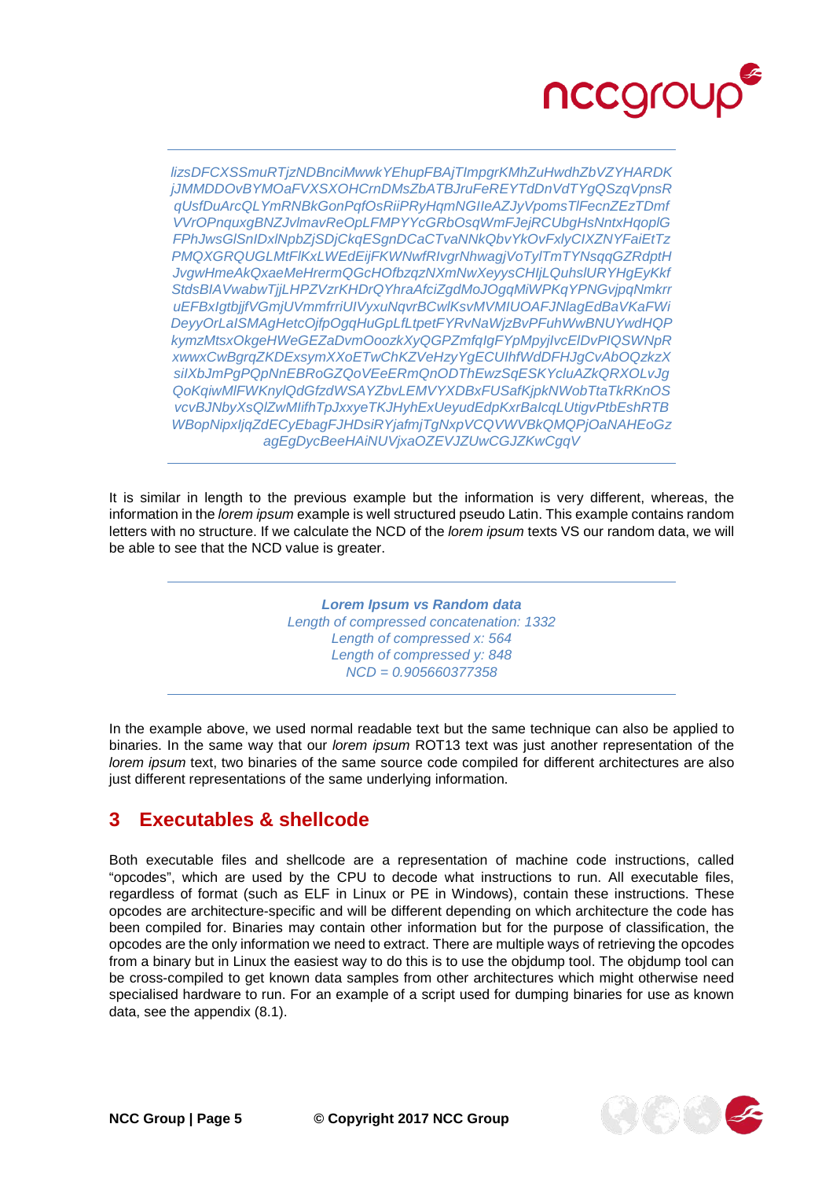---

*lizsDFCXSSmuRTjzNDBnciMwwkYEhupFBAjTImpgrKMhZuHwdhZbVZYHARDK jJMMDDOvBYMOaFVXSXOHCrnDMsZbATBJruFeREYTdDnVdTYgQSzqVpnsR qUsfDuArcQLYmRNBkGonPqfOsRiiPRyHqmNGIleAZJyVpomsTlFecnZEzTDmf VVrOPnquxgBNZJvlmavReOpLFMPYYcGRbOsqWmFJejRCUbgHsNntxHqoplG FPhJwsGlSnIDxlNpbZjSDjCkqESgnDCaCTvaNNkQbvYkOvFxlyCIXZNYFaiEtTz PMQXGRQUGLMtFlKxLWEdEijFKWNwfRIvgrNhwagjVoTylTmTYNsqqGZRdptH JvgwHmeAkQxaeMeHrermQGcHOfbzqzNXmNwXeyysCHIjLQuhslURYHgEyKkf StdsBlAVwabwTjjLHPZVzrKHDrQYhraAfciZgdMoJOgqMiWPKqYPNGvjpqNmkrr uEFBxIgtbjjfVGmjUVmmfrriUIVyxuNqvrBCwlKsvMVMIUOAFJNlagEdBaVKaFWi DeyyOrLaISMAgHetcOjfpOgqHuGpLfLtpetFYRvNaWjzBvPFuhWwBNUYwdHQP kymzMtsxOkgeHWeGEZaDvmOoozkXyQGPZmfqIgFYpMpyjlvcElDvPIQSWNpR xwwxCwBgrqZKDExsymXXoETwChKZVeHzyYgECUIhfWdDFHJgCvAbOQzkzX silXbJmPgPQpNnEBRoGZQoVEeERmQnODThEwzSqESKYcluAZkQRXOLvJg QoKqiwMlFWKnylQdGfzdWSAYZbvLEMVYXDBxFUSafKjpkNWobTtaTkRKnOS vcvBJNbyXsQlZwMlifhTpJxxyeTKJHyhExUeyudEdpKxrBalcqLUtigvPtbEshRTB WBopNipxIjqZdECyEbagFJHDsiRYjafmjTgNxpVCQVWVBkQMQPjOaNAHEoGz agEgDycBeeHAiNUVjxaOZEVJZUwCGJZKwCgqV*

---

It is similar in length to the previous example but the information is very different, whereas, the information in the *lorem ipsum* example is well structured pseudo Latin. This example contains random letters with no structure. If we calculate the NCD of the *lorem ipsum* texts VS our random data, we will be able to see that the NCD value is greater.

---

***Lorem Ipsum vs Random data***
*Length of compressed concatenation: 1332*
*Length of compressed x: 564*
*Length of compressed y: 848*
*NCD = 0.905660377358*

---

In the example above, we used normal readable text but the same technique can also be applied to binaries. In the same way that our *lorem ipsum* ROT13 text was just another representation of the *lorem ipsum* text, two binaries of the same source code compiled for different architectures are also just different representations of the same underlying information.

## 3 Executables & shellcode

Both executable files and shellcode are a representation of machine code instructions, called "opcodes", which are used by the CPU to decode what instructions to run. All executable files, regardless of format (such as ELF in Linux or PE in Windows), contain these instructions. These opcodes are architecture-specific and will be different depending on which architecture the code has been compiled for. Binaries may contain other information but for the purpose of classification, the opcodes are the only information we need to extract. There are multiple ways of retrieving the opcodes from a binary but in Linux the easiest way to do this is to use the objdump tool. The objdump tool can be cross-compiled to get known data samples from other architectures which might otherwise need specialised hardware to run. For an example of a script used for dumping binaries for use as known data, see the appendix (8.1).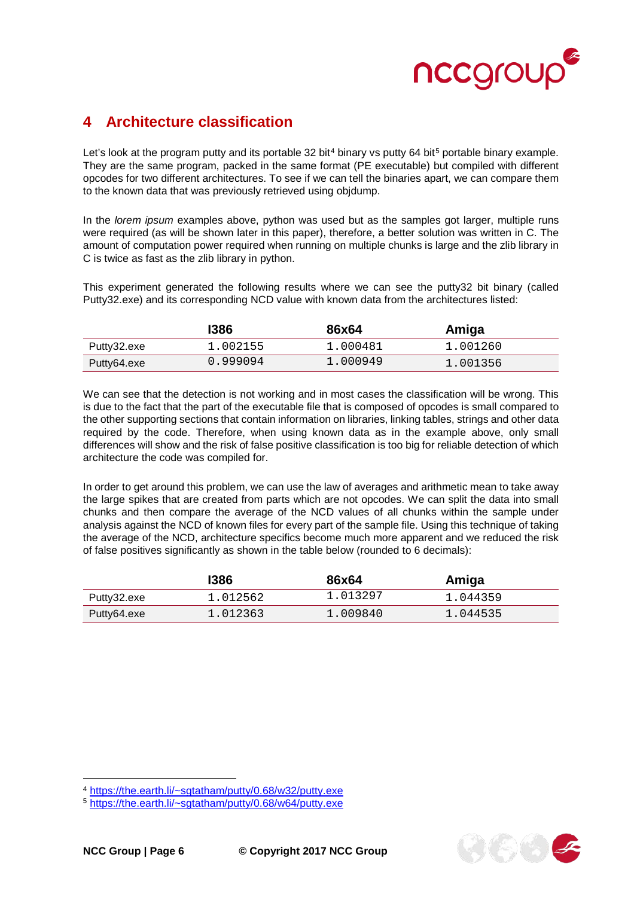## 4 Architecture classification

Let's look at the program putty and its portable 32 bit[4] binary vs putty 64 bit[5] portable binary example. They are the same program, packed in the same format (PE executable) but compiled with different opcodes for two different architectures. To see if we can tell the binaries apart, we can compare them to the known data that was previously retrieved using objdump.

In the *lorem ipsum* examples above, python was used but as the samples got larger, multiple runs were required (as will be shown later in this paper), therefore, a better solution was written in C. The amount of computation power required when running on multiple chunks is large and the zlib library in C is twice as fast as the zlib library in python.

This experiment generated the following results where we can see the putty32 bit binary (called Putty32.exe) and its corresponding NCD value with known data from the architectures listed:

| | I386 | 86x64 | Amiga |
|---|---|---|---|
| Putty32.exe | 1.002155 | 1.000481 | 1.001260 |
| Putty64.exe | 0.999094 | 1.000949 | 1.001356 |

We can see that the detection is not working and in most cases the classification will be wrong. This is due to the fact that the part of the executable file that is composed of opcodes is small compared to the other supporting sections that contain information on libraries, linking tables, strings and other data required by the code. Therefore, when using known data as in the example above, only small differences will show and the risk of false positive classification is too big for reliable detection of which architecture the code was compiled for.

In order to get around this problem, we can use the law of averages and arithmetic mean to take away the large spikes that are created from parts which are not opcodes. We can split the data into small chunks and then compare the average of the NCD values of all chunks within the sample under analysis against the NCD of known files for every part of the sample file. Using this technique of taking the average of the NCD, architecture specifics become much more apparent and we reduced the risk of false positives significantly as shown in the table below (rounded to 6 decimals):

| | I386 | 86x64 | Amiga |
|---|---|---|---|
| Putty32.exe | 1.012562 | 1.013297 | 1.044359 |
| Putty64.exe | 1.012363 | 1.009840 | 1.044535 |

---

[4] https://the.earth.li/~sgtatham/putty/0.68/w32/putty.exe

[5] https://the.earth.li/~sgtatham/putty/0.68/w64/putty.exe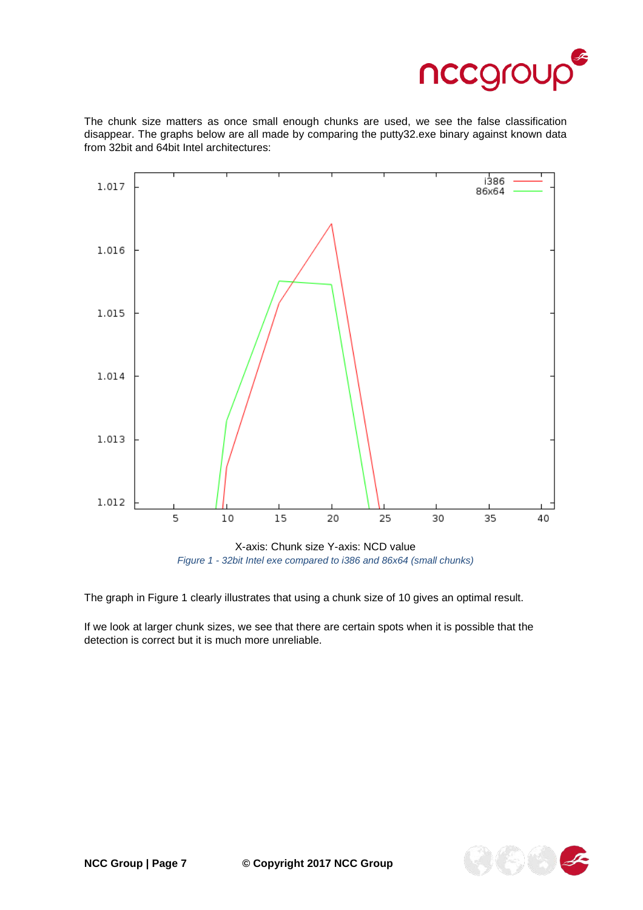The chunk size matters as once small enough chunks are used, we see the false classification disappear. The graphs below are all made by comparing the putty32.exe binary against known data from 32bit and 64bit Intel architectures:

X-axis: Chunk size Y-axis: NCD value

*Figure 1 - 32bit Intel exe compared to i386 and 86x64 (small chunks)*

The graph in Figure 1 clearly illustrates that using a chunk size of 10 gives an optimal result.

If we look at larger chunk sizes, we see that there are certain spots when it is possible that the detection is correct but it is much more unreliable.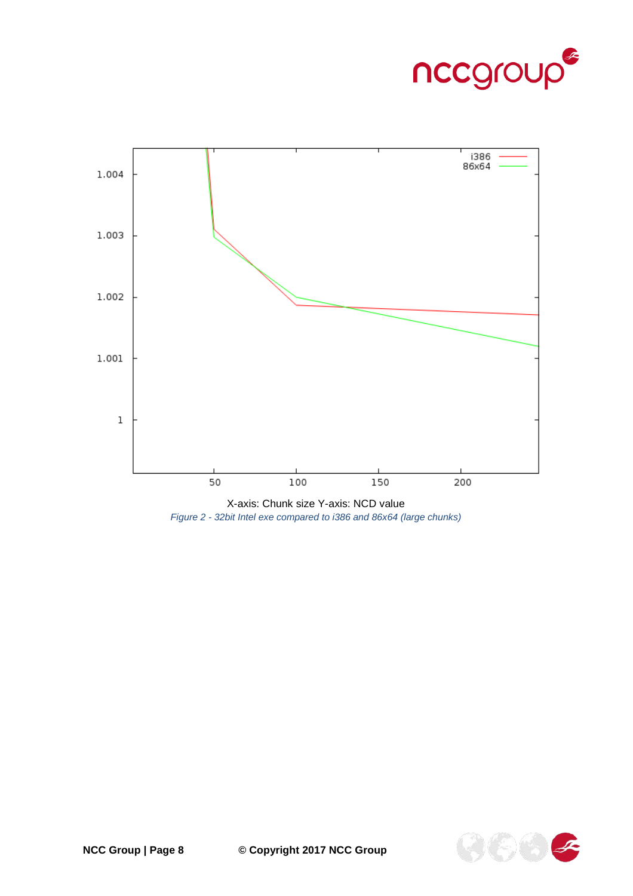X-axis: Chunk size Y-axis: NCD value

*Figure 2 - 32bit Intel exe compared to i386 and 86x64 (large chunks)*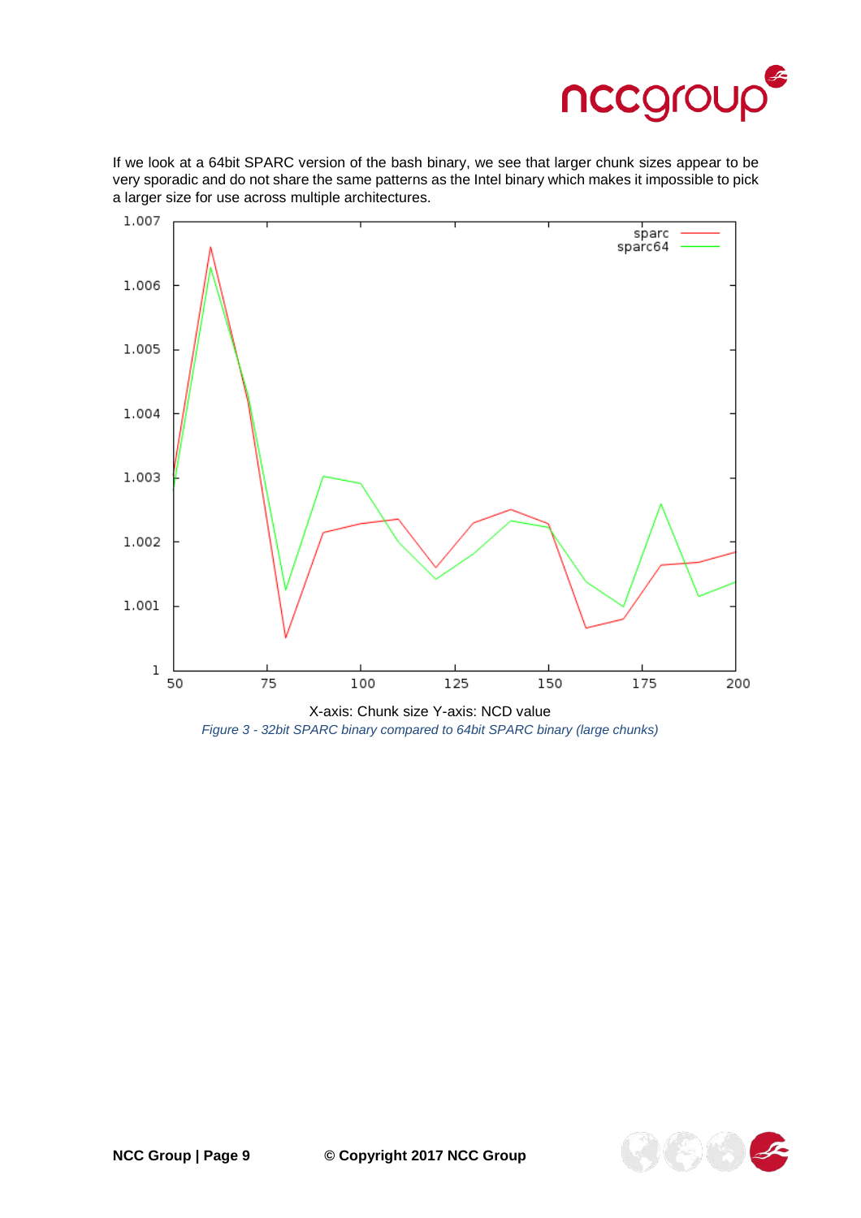If we look at a 64bit SPARC version of the bash binary, we see that larger chunk sizes appear to be very sporadic and do not share the same patterns as the Intel binary which makes it impossible to pick a larger size for use across multiple architectures.

X-axis: Chunk size Y-axis: NCD value

*Figure 3 - 32bit SPARC binary compared to 64bit SPARC binary (large chunks)*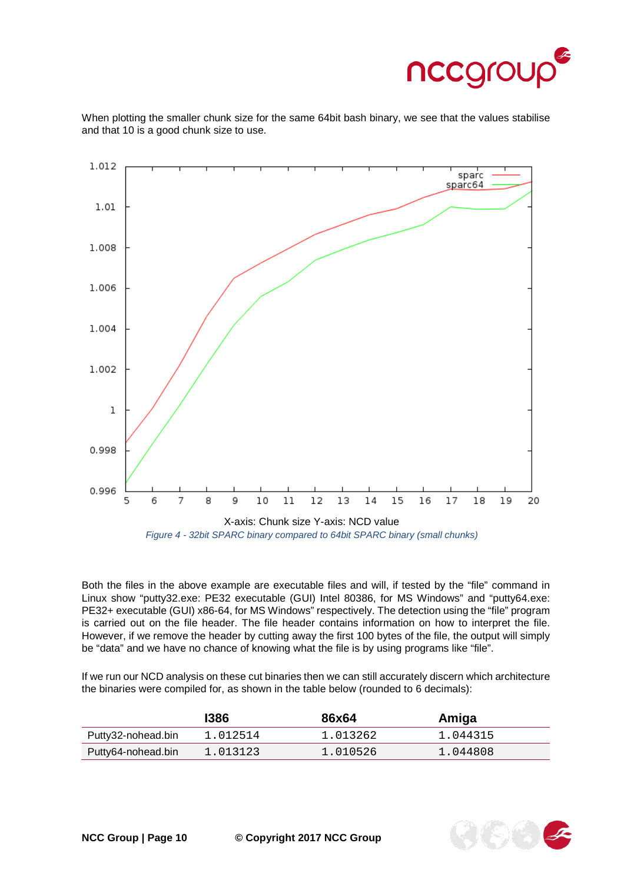When plotting the smaller chunk size for the same 64bit bash binary, we see that the values stabilise and that 10 is a good chunk size to use.

X-axis: Chunk size Y-axis: NCD value

*Figure 4 - 32bit SPARC binary compared to 64bit SPARC binary (small chunks)*

Both the files in the above example are executable files and will, if tested by the “file” command in Linux show “putty32.exe: PE32 executable (GUI) Intel 80386, for MS Windows” and “putty64.exe: PE32+ executable (GUI) x86-64, for MS Windows” respectively. The detection using the “file” program is carried out on the file header. The file header contains information on how to interpret the file. However, if we remove the header by cutting away the first 100 bytes of the file, the output will simply be “data” and we have no chance of knowing what the file is by using programs like “file”.

If we run our NCD analysis on these cut binaries then we can still accurately discern which architecture the binaries were compiled for, as shown in the table below (rounded to 6 decimals):

| | I386 | 86x64 | Amiga |
|---|---|---|---|
| Putty32-nohead.bin | 1.012514 | 1.013262 | 1.044315 |
| Putty64-nohead.bin | 1.013123 | 1.010526 | 1.044808 |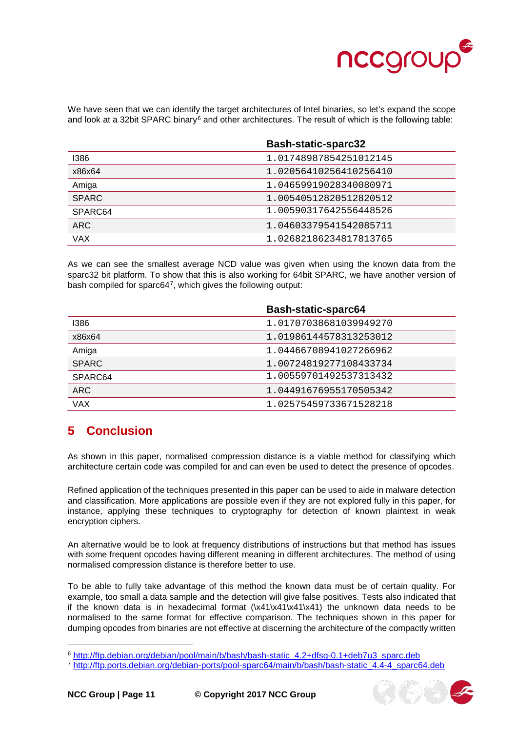We have seen that we can identify the target architectures of Intel binaries, so let's expand the scope and look at a 32bit SPARC binary[6] and other architectures. The result of which is the following table:

| | Bash-static-sparc32 |
|---|---|
| I386 | 1.01748987854251012145 |
| x86x64 | 1.02056410256410256410 |
| Amiga | 1.04659919028340080971 |
| SPARC | 1.00540512820512820512 |
| SPARC64 | 1.00590317642556448526 |
| ARC | 1.04603379541542085711 |
| VAX | 1.02682186234817813765 |

As we can see the smallest average NCD value was given when using the known data from the sparc32 bit platform. To show that this is also working for 64bit SPARC, we have another version of bash compiled for sparc64[7], which gives the following output:

| | Bash-static-sparc64 |
|---|---|
| I386 | 1.01707038681039949270 |
| x86x64 | 1.01986144578313253012 |
| Amiga | 1.04466708941027266962 |
| SPARC | 1.00724819277108433734 |
| SPARC64 | 1.00559701492537313432 |
| ARC | 1.04491676955170505342 |
| VAX | 1.02575459733671528218 |

# 5 Conclusion

As shown in this paper, normalised compression distance is a viable method for classifying which architecture certain code was compiled for and can even be used to detect the presence of opcodes.

Refined application of the techniques presented in this paper can be used to aide in malware detection and classification. More applications are possible even if they are not explored fully in this paper, for instance, applying these techniques to cryptography for detection of known plaintext in weak encryption ciphers.

An alternative would be to look at frequency distributions of instructions but that method has issues with some frequent opcodes having different meaning in different architectures. The method of using normalised compression distance is therefore better to use.

To be able to fully take advantage of this method the known data must be of certain quality. For example, too small a data sample and the detection will give false positives. Tests also indicated that if the known data is in hexadecimal format (\x41\x41\x41\x41) the unknown data needs to be normalised to the same format for effective comparison. The techniques shown in this paper for dumping opcodes from binaries are not effective at discerning the architecture of the compactly written

[6] http://ftp.debian.org/debian/pool/main/b/bash/bash-static_4.2+dfsg-0.1+deb7u3_sparc.deb

[7] http://ftp.ports.debian.org/debian-ports/pool-sparc64/main/b/bash/bash-static_4.4-4_sparc64.deb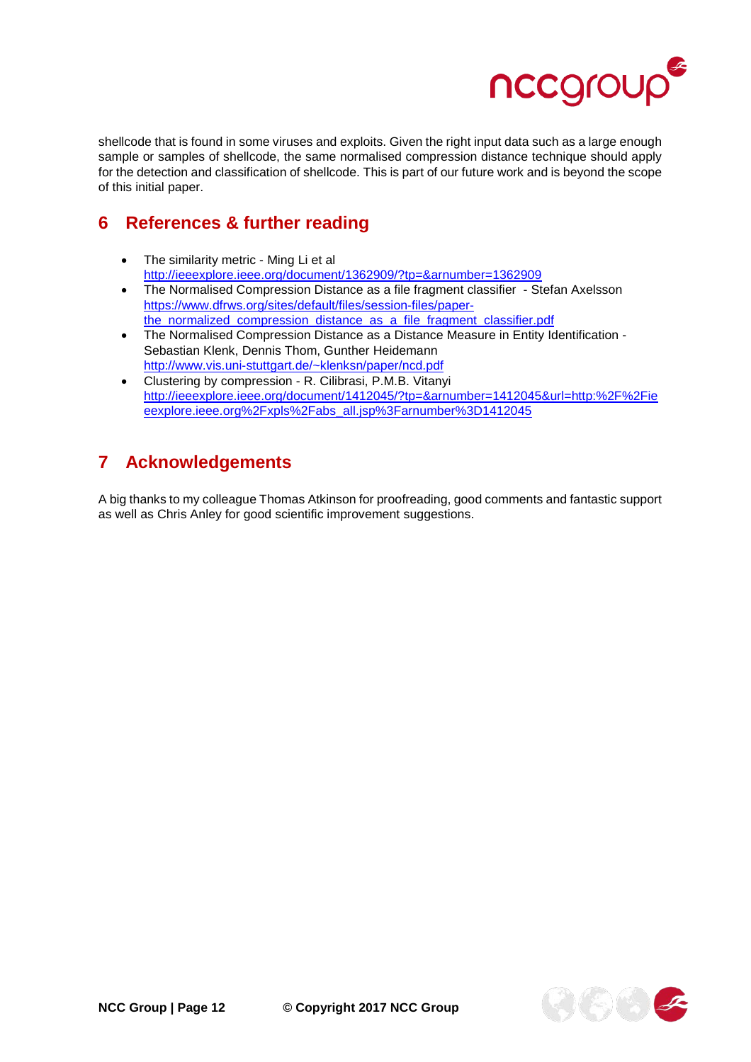shellcode that is found in some viruses and exploits. Given the right input data such as a large enough sample or samples of shellcode, the same normalised compression distance technique should apply for the detection and classification of shellcode. This is part of our future work and is beyond the scope of this initial paper.

# 6 References & further reading

- The similarity metric - Ming Li et al
  http://ieeexplore.ieee.org/document/1362909/?tp=&arnumber=1362909
- The Normalised Compression Distance as a file fragment classifier - Stefan Axelsson
  https://www.dfrws.org/sites/default/files/session-files/paper-the_normalized_compression_distance_as_a_file_fragment_classifier.pdf
- The Normalised Compression Distance as a Distance Measure in Entity Identification - Sebastian Klenk, Dennis Thom, Gunther Heidemann
  http://www.vis.uni-stuttgart.de/~klenksn/paper/ncd.pdf
- Clustering by compression - R. Cilibrasi, P.M.B. Vitanyi
  http://ieeexplore.ieee.org/document/1412045/?tp=&arnumber=1412045&url=http:%2F%2Fieeexplore.ieee.org%2Fxpls%2Fabs_all.jsp%3Farnumber%3D1412045

# 7 Acknowledgements

A big thanks to my colleague Thomas Atkinson for proofreading, good comments and fantastic support as well as Chris Anley for good scientific improvement suggestions.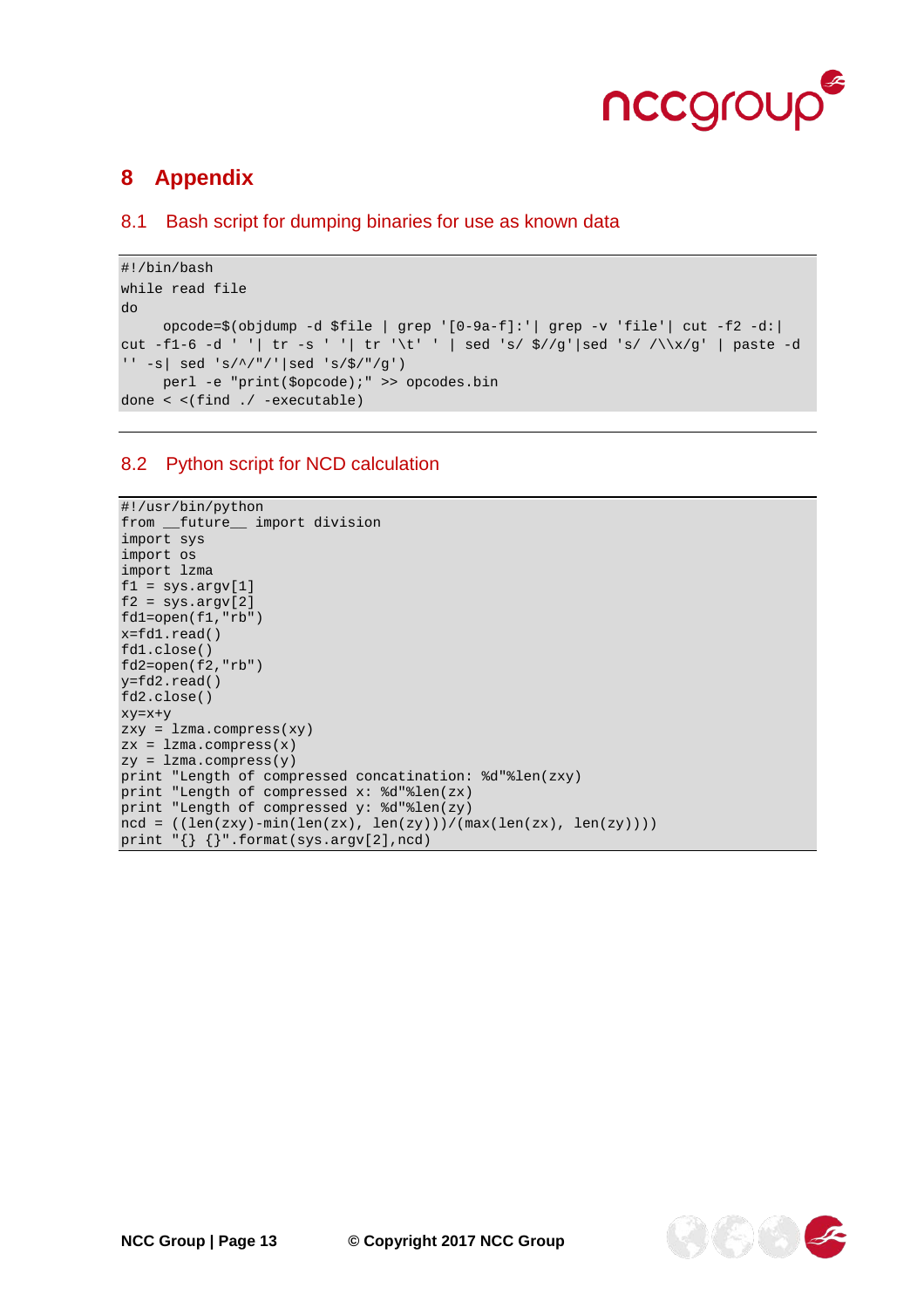# 8 Appendix

## 8.1 Bash script for dumping binaries for use as known data

```
#!/bin/bash
while read file
do
     opcode=$(objdump -d $file | grep '[0-9a-f]:'| grep -v 'file'| cut -f2 -d:|
cut -f1-6 -d ' '| tr -s ' '| tr '\t' ' ' | sed 's/ $//g'|sed 's/ /\\x/g' | paste -d
'' -s| sed 's/^/"/'|sed 's/$/"/g')
     perl -e "print($opcode);" >> opcodes.bin
done < <(find ./ -executable)
```

## 8.2 Python script for NCD calculation

```
#!/usr/bin/python
from __future__ import division
import sys
import os
import lzma
f1 = sys.argv[1]
f2 = sys.argv[2]
fd1=open(f1,"rb")
x=fd1.read()
fd1.close()
fd2=open(f2,"rb")
y=fd2.read()
fd2.close()
xy=x+y
zxy = lzma.compress(xy)
zx = lzma.compress(x)
zy = lzma.compress(y)
print "Length of compressed concatination: %d"%len(zxy)
print "Length of compressed x: %d"%len(zx)
print "Length of compressed y: %d"%len(zy)
ncd = ((len(zxy)-min(len(zx), len(zy)))/(max(len(zx), len(zy))))
print "{} {}".format(sys.argv[2],ncd)
```